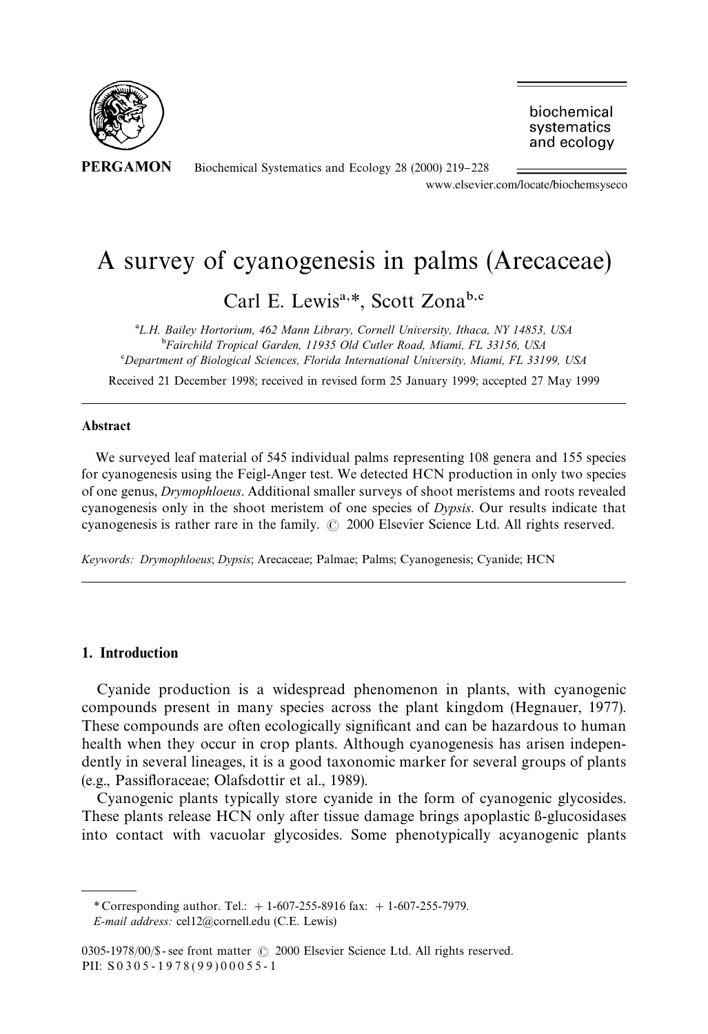# A survey of cyanogenesis in palms (Arecaceae)

Carl E. Lewis[a,*], Scott Zona[b,c]

[a] L.H. Bailey Hortorium, 462 Mann Library, Cornell University, Ithaca, NY 14853, USA
[b] Fairchild Tropical Garden, 11935 Old Cutler Road, Miami, FL 33156, USA
[c] Department of Biological Sciences, Florida International University, Miami, FL 33199, USA

Received 21 December 1998; received in revised form 25 January 1999; accepted 27 May 1999

## Abstract

We surveyed leaf material of 545 individual palms representing 108 genera and 155 species for cyanogenesis using the Feigl-Anger test. We detected HCN production in only two species of one genus, *Drymophloeus*. Additional smaller surveys of shoot meristems and roots revealed cyanogenesis only in the shoot meristem of one species of *Dypsis*. Our results indicate that cyanogenesis is rather rare in the family. © 2000 Elsevier Science Ltd. All rights reserved.

*Keywords:* *Drymophloeus*; *Dypsis*; Arecaceae; Palmae; Palms; Cyanogenesis; Cyanide; HCN

## 1. Introduction

Cyanide production is a widespread phenomenon in plants, with cyanogenic compounds present in many species across the plant kingdom (Hegnauer, 1977). These compounds are often ecologically significant and can be hazardous to human health when they occur in crop plants. Although cyanogenesis has arisen independently in several lineages, it is a good taxonomic marker for several groups of plants (e.g., Passifloraceae; Olafsdottir et al., 1989).

Cyanogenic plants typically store cyanide in the form of cyanogenic glycosides. These plants release HCN only after tissue damage brings apoplastic ß-glucosidases into contact with vacuolar glycosides. Some phenotypically acyanogenic plants

---

* Corresponding author. Tel.: + 1-607-255-8916 fax: + 1-607-255-7979.
*E-mail address:* cel12@cornell.edu (C.E. Lewis)

0305-1978/00/$ - see front matter © 2000 Elsevier Science Ltd. All rights reserved.
PII: S0305-1978(99)00055-1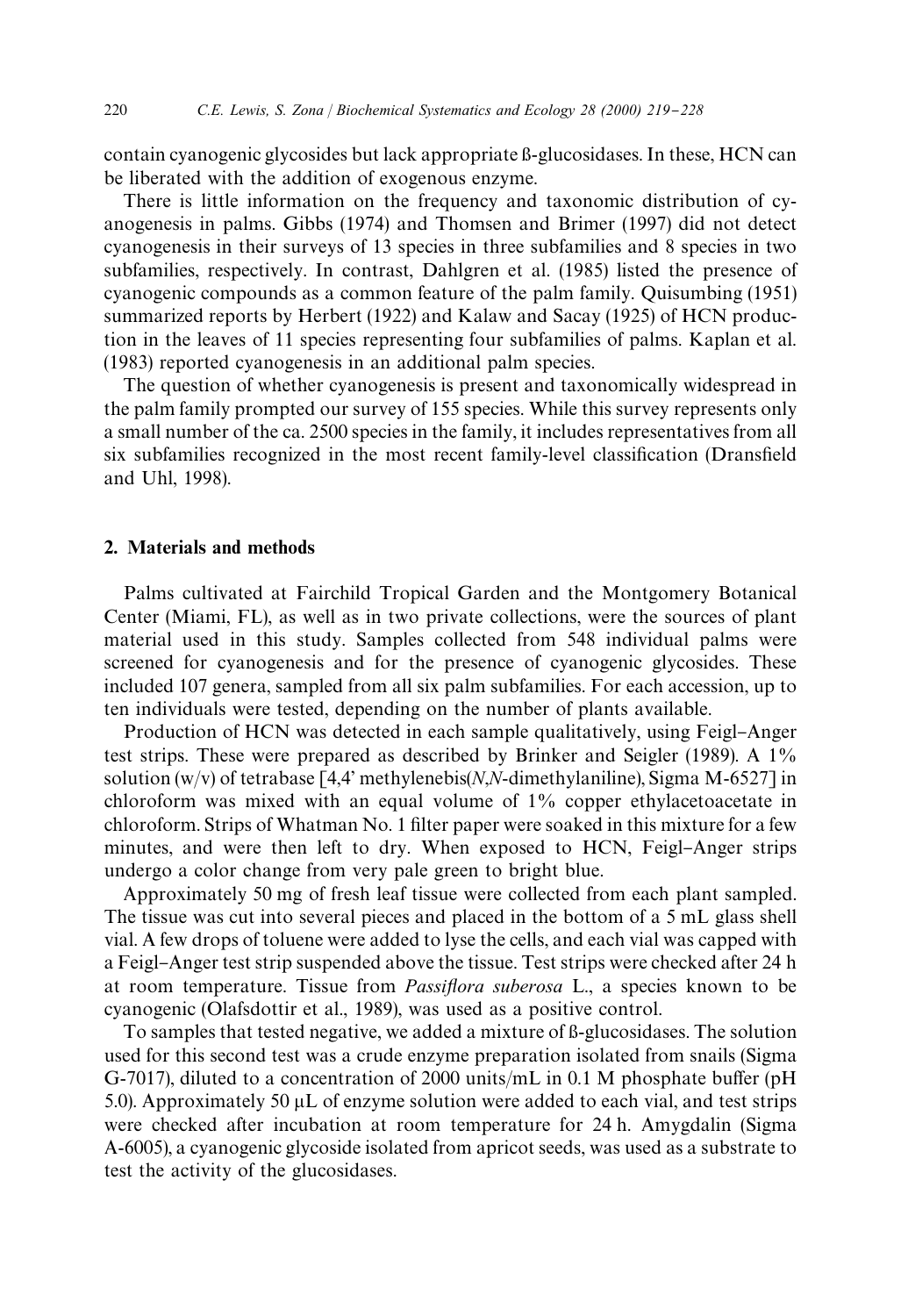contain cyanogenic glycosides but lack appropriate ß-glucosidases. In these, HCN can be liberated with the addition of exogenous enzyme.

There is little information on the frequency and taxonomic distribution of cyanogenesis in palms. Gibbs (1974) and Thomsen and Brimer (1997) did not detect cyanogenesis in their surveys of 13 species in three subfamilies and 8 species in two subfamilies, respectively. In contrast, Dahlgren et al. (1985) listed the presence of cyanogenic compounds as a common feature of the palm family. Quisumbing (1951) summarized reports by Herbert (1922) and Kalaw and Sacay (1925) of HCN production in the leaves of 11 species representing four subfamilies of palms. Kaplan et al. (1983) reported cyanogenesis in an additional palm species.

The question of whether cyanogenesis is present and taxonomically widespread in the palm family prompted our survey of 155 species. While this survey represents only a small number of the ca. 2500 species in the family, it includes representatives from all six subfamilies recognized in the most recent family-level classification (Dransfield and Uhl, 1998).

## 2. Materials and methods

Palms cultivated at Fairchild Tropical Garden and the Montgomery Botanical Center (Miami, FL), as well as in two private collections, were the sources of plant material used in this study. Samples collected from 548 individual palms were screened for cyanogenesis and for the presence of cyanogenic glycosides. These included 107 genera, sampled from all six palm subfamilies. For each accession, up to ten individuals were tested, depending on the number of plants available.

Production of HCN was detected in each sample qualitatively, using Feigl–Anger test strips. These were prepared as described by Brinker and Seigler (1989). A 1% solution (w/v) of tetrabase [4,4' methylenebis(*N*,*N*-dimethylaniline), Sigma M-6527] in chloroform was mixed with an equal volume of 1% copper ethylacetoacetate in chloroform. Strips of Whatman No. 1 filter paper were soaked in this mixture for a few minutes, and were then left to dry. When exposed to HCN, Feigl–Anger strips undergo a color change from very pale green to bright blue.

Approximately 50 mg of fresh leaf tissue were collected from each plant sampled. The tissue was cut into several pieces and placed in the bottom of a 5 mL glass shell vial. A few drops of toluene were added to lyse the cells, and each vial was capped with a Feigl–Anger test strip suspended above the tissue. Test strips were checked after 24 h at room temperature. Tissue from *Passiflora suberosa* L., a species known to be cyanogenic (Olafsdottir et al., 1989), was used as a positive control.

To samples that tested negative, we added a mixture of ß-glucosidases. The solution used for this second test was a crude enzyme preparation isolated from snails (Sigma G-7017), diluted to a concentration of 2000 units/mL in 0.1 M phosphate buffer (pH 5.0). Approximately 50 μL of enzyme solution were added to each vial, and test strips were checked after incubation at room temperature for 24 h. Amygdalin (Sigma A-6005), a cyanogenic glycoside isolated from apricot seeds, was used as a substrate to test the activity of the glucosidases.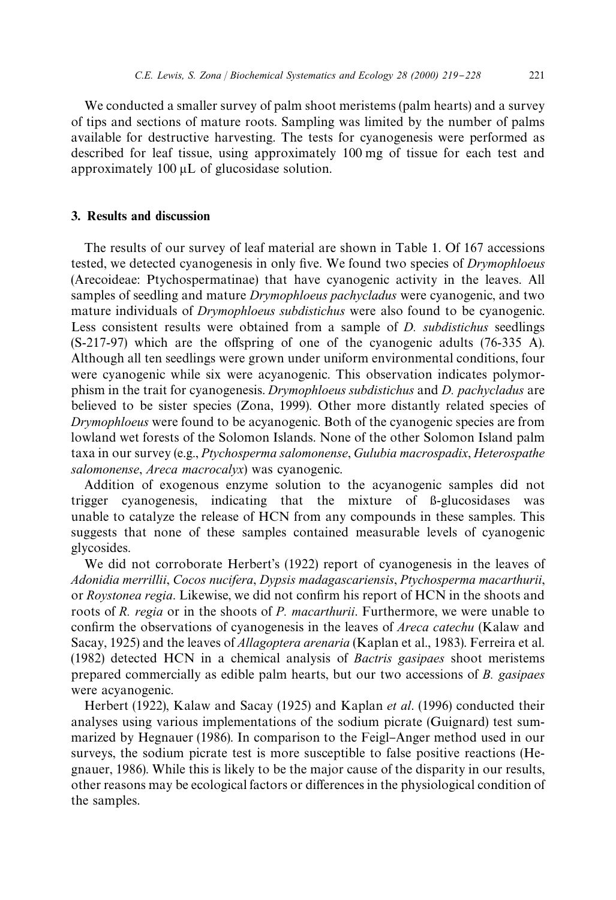We conducted a smaller survey of palm shoot meristems (palm hearts) and a survey of tips and sections of mature roots. Sampling was limited by the number of palms available for destructive harvesting. The tests for cyanogenesis were performed as described for leaf tissue, using approximately 100 mg of tissue for each test and approximately 100 μL of glucosidase solution.

## 3. Results and discussion

The results of our survey of leaf material are shown in Table 1. Of 167 accessions tested, we detected cyanogenesis in only five. We found two species of *Drymophloeus* (Arecoideae: Ptychospermatinae) that have cyanogenic activity in the leaves. All samples of seedling and mature *Drymophloeus pachycladus* were cyanogenic, and two mature individuals of *Drymophloeus subdistichus* were also found to be cyanogenic. Less consistent results were obtained from a sample of *D. subdistichus* seedlings (S-217-97) which are the offspring of one of the cyanogenic adults (76-335 A). Although all ten seedlings were grown under uniform environmental conditions, four were cyanogenic while six were acyanogenic. This observation indicates polymorphism in the trait for cyanogenesis. *Drymophloeus subdistichus* and *D. pachycladus* are believed to be sister species (Zona, 1999). Other more distantly related species of *Drymophloeus* were found to be acyanogenic. Both of the cyanogenic species are from lowland wet forests of the Solomon Islands. None of the other Solomon Island palm taxa in our survey (e.g., *Ptychosperma salomonense*, *Gulubia macrospadix*, *Heterospathe salomonense*, *Areca macrocalyx*) was cyanogenic.

Addition of exogenous enzyme solution to the acyanogenic samples did not trigger cyanogenesis, indicating that the mixture of ß-glucosidases was unable to catalyze the release of HCN from any compounds in these samples. This suggests that none of these samples contained measurable levels of cyanogenic glycosides.

We did not corroborate Herbert's (1922) report of cyanogenesis in the leaves of *Adonidia merrillii*, *Cocos nucifera*, *Dypsis madagascariensis*, *Ptychosperma macarthurii*, or *Roystonea regia*. Likewise, we did not confirm his report of HCN in the shoots and roots of *R. regia* or in the shoots of *P. macarthurii*. Furthermore, we were unable to confirm the observations of cyanogenesis in the leaves of *Areca catechu* (Kalaw and Sacay, 1925) and the leaves of *Allagoptera arenaria* (Kaplan et al., 1983). Ferreira et al. (1982) detected HCN in a chemical analysis of *Bactris gasipaes* shoot meristems prepared commercially as edible palm hearts, but our two accessions of *B. gasipaes* were acyanogenic.

Herbert (1922), Kalaw and Sacay (1925) and Kaplan *et al*. (1996) conducted their analyses using various implementations of the sodium picrate (Guignard) test summarized by Hegnauer (1986). In comparison to the Feigl–Anger method used in our surveys, the sodium picrate test is more susceptible to false positive reactions (Hegnauer, 1986). While this is likely to be the major cause of the disparity in our results, other reasons may be ecological factors or differences in the physiological condition of the samples.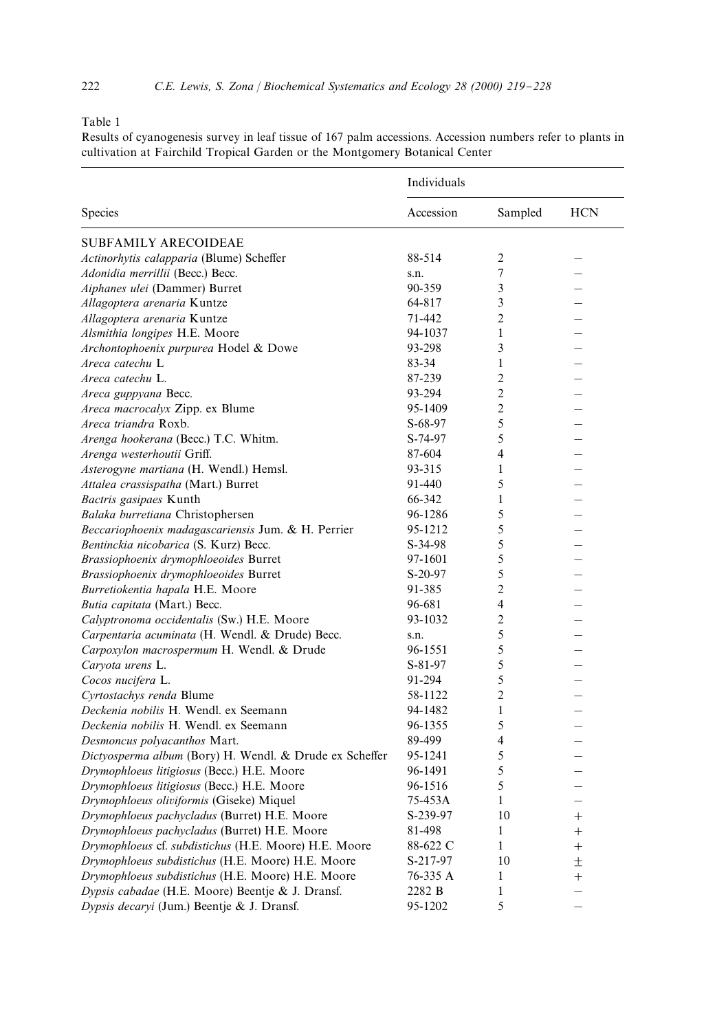Table 1

Results of cyanogenesis survey in leaf tissue of 167 palm accessions. Accession numbers refer to plants in cultivation at Fairchild Tropical Garden or the Montgomery Botanical Center

| Species | Accession | Individuals | |
|---|---|---|---|
| | | Sampled | HCN |
| SUBFAMILY ARECOIDEAE | | | |
| *Actinorhytis calapparia* (Blume) Scheffer | 88-514 | 2 | – |
| *Adonidia merrillii* (Becc.) Becc. | s.n. | 7 | – |
| *Aiphanes ulei* (Dammer) Burret | 90-359 | 3 | – |
| *Allagoptera arenaria* Kuntze | 64-817 | 3 | – |
| *Allagoptera arenaria* Kuntze | 71-442 | 2 | – |
| *Alsmithia longipes* H.E. Moore | 94-1037 | 1 | – |
| *Archontophoenix purpurea* Hodel & Dowe | 93-298 | 3 | – |
| *Areca catechu* L | 83-34 | 1 | – |
| *Areca catechu* L. | 87-239 | 2 | – |
| *Areca guppyana* Becc. | 93-294 | 2 | – |
| *Areca macrocalyx* Zipp. ex Blume | 95-1409 | 2 | – |
| *Areca triandra* Roxb. | S-68-97 | 5 | – |
| *Arenga hookerana* (Becc.) T.C. Whitm. | S-74-97 | 5 | – |
| *Arenga westerhoutii* Griff. | 87-604 | 4 | – |
| *Asterogyne martiana* (H. Wendl.) Hemsl. | 93-315 | 1 | – |
| *Attalea crassispatha* (Mart.) Burret | 91-440 | 5 | – |
| *Bactris gasipaes* Kunth | 66-342 | 1 | – |
| *Balaka burretiana* Christophersen | 96-1286 | 5 | – |
| *Beccariophoenix madagascariensis* Jum. & H. Perrier | 95-1212 | 5 | – |
| *Bentinckia nicobarica* (S. Kurz) Becc. | S-34-98 | 5 | – |
| *Brassiophoenix drymophloeoides* Burret | 97-1601 | 5 | – |
| *Brassiophoenix drymophloeoides* Burret | S-20-97 | 5 | – |
| *Burretiokentia hapala* H.E. Moore | 91-385 | 2 | – |
| *Butia capitata* (Mart.) Becc. | 96-681 | 4 | – |
| *Calyptronoma occidentalis* (Sw.) H.E. Moore | 93-1032 | 2 | – |
| *Carpentaria acuminata* (H. Wendl. & Drude) Becc. | s.n. | 5 | – |
| *Carpoxylon macrospermum* H. Wendl. & Drude | 96-1551 | 5 | – |
| *Caryota urens* L. | S-81-97 | 5 | – |
| *Cocos nucifera* L. | 91-294 | 5 | – |
| *Cyrtostachys renda* Blume | 58-1122 | 2 | – |
| *Deckenia nobilis* H. Wendl. ex Seemann | 94-1482 | 1 | – |
| *Deckenia nobilis* H. Wendl. ex Seemann | 96-1355 | 5 | – |
| *Desmoncus polyacanthos* Mart. | 89-499 | 4 | – |
| *Dictyosperma album* (Bory) H. Wendl. & Drude ex Scheffer | 95-1241 | 5 | – |
| *Drymophloeus litigiosus* (Becc.) H.E. Moore | 96-1491 | 5 | – |
| *Drymophloeus litigiosus* (Becc.) H.E. Moore | 96-1516 | 5 | – |
| *Drymophloeus oliviformis* (Giseke) Miquel | 75-453A | 1 | – |
| *Drymophloeus pachycladus* (Burret) H.E. Moore | S-239-97 | 10 | + |
| *Drymophloeus pachycladus* (Burret) H.E. Moore | 81-498 | 1 | + |
| *Drymophloeus* cf. *subdistichus* (H.E. Moore) H.E. Moore | 88-622 C | 1 | + |
| *Drymophloeus subdistichus* (H.E. Moore) H.E. Moore | S-217-97 | 10 | ± |
| *Drymophloeus subdistichus* (H.E. Moore) H.E. Moore | 76-335 A | 1 | + |
| *Dypsis cabadae* (H.E. Moore) Beentje & J. Dransf. | 2282 B | 1 | – |
| *Dypsis decaryi* (Jum.) Beentje & J. Dransf. | 95-1202 | 5 | – |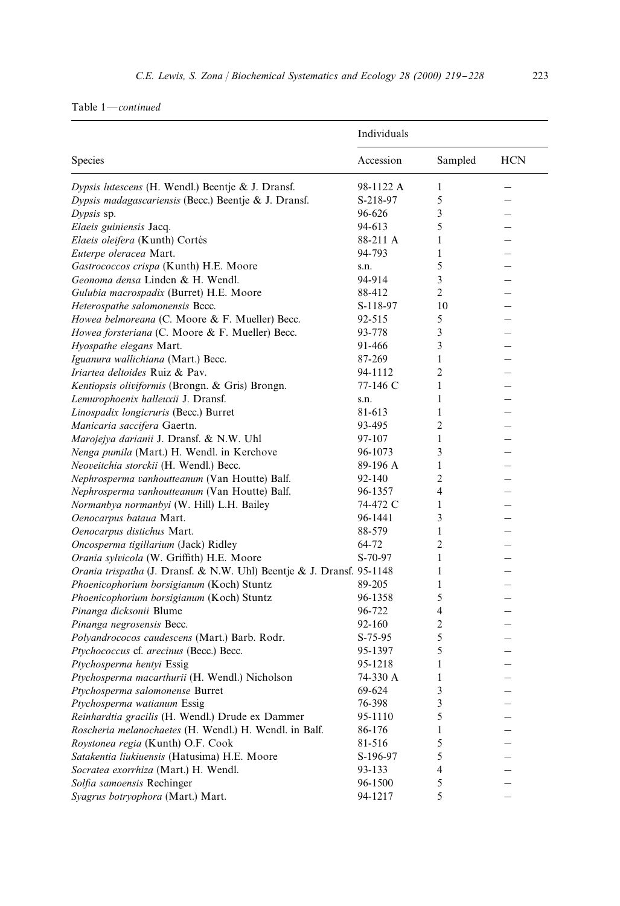Table 1—*continued*

| Species | Individuals | | |
|---|---|---|---|
| | Accession | Sampled | HCN |
| *Dypsis lutescens* (H. Wendl.) Beentje & J. Dransf. | 98-1122 A | 1 | – |
| *Dypsis madagascariensis* (Becc.) Beentje & J. Dransf. | S-218-97 | 5 | – |
| *Dypsis* sp. | 96-626 | 3 | – |
| *Elaeis guiniensis* Jacq. | 94-613 | 5 | – |
| *Elaeis oleifera* (Kunth) Cortés | 88-211 A | 1 | – |
| *Euterpe oleracea* Mart. | 94-793 | 1 | – |
| *Gastrococcos crispa* (Kunth) H.E. Moore | s.n. | 5 | – |
| *Geonoma densa* Linden & H. Wendl. | 94-914 | 3 | – |
| *Gulubia macrospadix* (Burret) H.E. Moore | 88-412 | 2 | – |
| *Heterospathe salomonensis* Becc. | S-118-97 | 10 | – |
| *Howea belmoreana* (C. Moore & F. Mueller) Becc. | 92-515 | 5 | – |
| *Howea forsteriana* (C. Moore & F. Mueller) Becc. | 93-778 | 3 | – |
| *Hyospathe elegans* Mart. | 91-466 | 3 | – |
| *Iguanura wallichiana* (Mart.) Becc. | 87-269 | 1 | – |
| *Iriartea deltoides* Ruiz & Pav. | 94-1112 | 2 | – |
| *Kentiopsis oliviformis* (Brongn. & Gris) Brongn. | 77-146 C | 1 | – |
| *Lemurophoenix halleuxii* J. Dransf. | s.n. | 1 | – |
| *Linospadix longicruris* (Becc.) Burret | 81-613 | 1 | – |
| *Manicaria saccifera* Gaertn. | 93-495 | 2 | – |
| *Marojejya darianii* J. Dransf. & N.W. Uhl | 97-107 | 1 | – |
| *Nenga pumila* (Mart.) H. Wendl. in Kerchove | 96-1073 | 3 | – |
| *Neoveitchia storckii* (H. Wendl.) Becc. | 89-196 A | 1 | – |
| *Nephrosperma vanhoutteanum* (Van Houtte) Balf. | 92-140 | 2 | – |
| *Nephrosperma vanhoutteanum* (Van Houtte) Balf. | 96-1357 | 4 | – |
| *Normanbya normanbyi* (W. Hill) L.H. Bailey | 74-472 C | 1 | – |
| *Oenocarpus bataua* Mart. | 96-1441 | 3 | – |
| *Oenocarpus distichus* Mart. | 88-579 | 1 | – |
| *Oncosperma tigillarium* (Jack) Ridley | 64-72 | 2 | – |
| *Orania sylvicola* (W. Griffith) H.E. Moore | S-70-97 | 1 | – |
| *Orania trispatha* (J. Dransf. & N.W. Uhl) Beentje & J. Dransf. | 95-1148 | 1 | – |
| *Phoenicophorium borsigianum* (Koch) Stuntz | 89-205 | 1 | – |
| *Phoenicophorium borsigianum* (Koch) Stuntz | 96-1358 | 5 | – |
| *Pinanga dicksonii* Blume | 96-722 | 4 | – |
| *Pinanga negrosensis* Becc. | 92-160 | 2 | – |
| *Polyandrococos caudescens* (Mart.) Barb. Rodr. | S-75-95 | 5 | – |
| *Ptychococcus* cf. *arecinus* (Becc.) Becc. | 95-1397 | 5 | – |
| *Ptychosperma hentyi* Essig | 95-1218 | 1 | – |
| *Ptychosperma macarthurii* (H. Wendl.) Nicholson | 74-330 A | 1 | – |
| *Ptychosperma salomonense* Burret | 69-624 | 3 | – |
| *Ptychosperma watianum* Essig | 76-398 | 3 | – |
| *Reinhardtia gracilis* (H. Wendl.) Drude ex Dammer | 95-1110 | 5 | – |
| *Roscheria melanochaetes* (H. Wendl.) H. Wendl. in Balf. | 86-176 | 1 | – |
| *Roystonea regia* (Kunth) O.F. Cook | 81-516 | 5 | – |
| *Satakentia liukiuensis* (Hatusima) H.E. Moore | S-196-97 | 5 | – |
| *Socratea exorrhiza* (Mart.) H. Wendl. | 93-133 | 4 | – |
| *Solfia samoensis* Rechinger | 96-1500 | 5 | – |
| *Syagrus botryophora* (Mart.) Mart. | 94-1217 | 5 | – |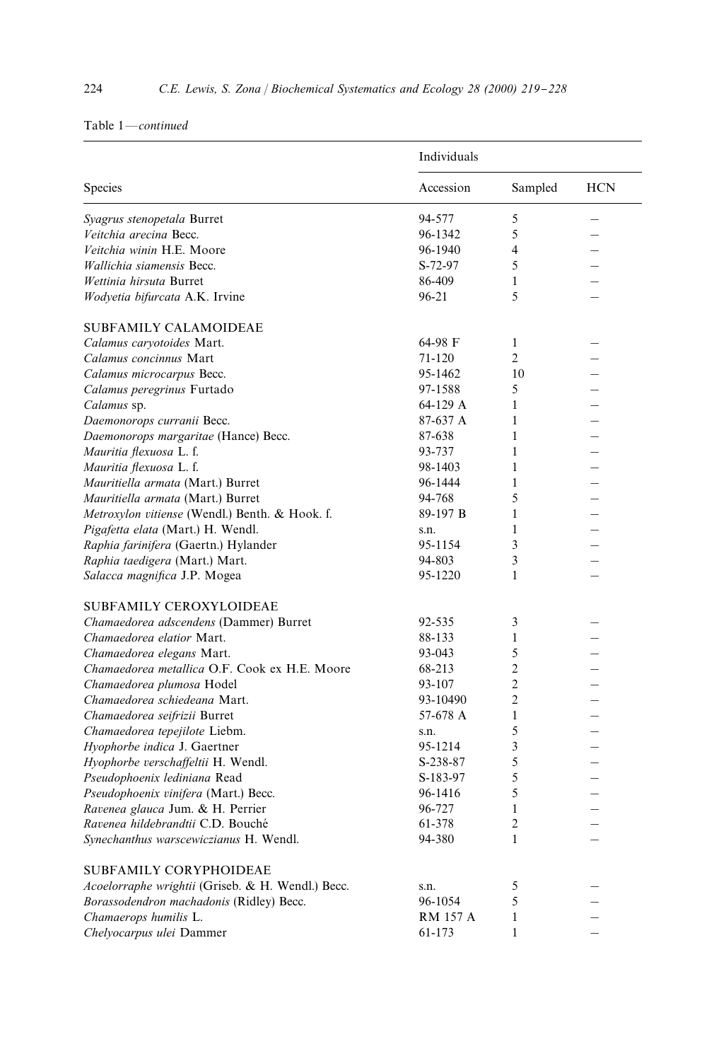Table 1—*continued*

| Species | Individuals | | |
|---|---|---|---|
| | Accession | Sampled | HCN |
| *Syagrus stenopetala* Burret | 94-577 | 5 | – |
| *Veitchia arecina* Becc. | 96-1342 | 5 | – |
| *Veitchia winin* H.E. Moore | 96-1940 | 4 | – |
| *Wallichia siamensis* Becc. | S-72-97 | 5 | – |
| *Wettinia hirsuta* Burret | 86-409 | 1 | – |
| *Wodyetia bifurcata* A.K. Irvine | 96-21 | 5 | – |
| SUBFAMILY CALAMOIDEAE | | | |
| *Calamus caryotoides* Mart. | 64-98 F | 1 | – |
| *Calamus concinnus* Mart | 71-120 | 2 | – |
| *Calamus microcarpus* Becc. | 95-1462 | 10 | – |
| *Calamus peregrinus* Furtado | 97-1588 | 5 | – |
| *Calamus* sp. | 64-129 A | 1 | – |
| *Daemonorops curranii* Becc. | 87-637 A | 1 | – |
| *Daemonorops margaritae* (Hance) Becc. | 87-638 | 1 | – |
| *Mauritia flexuosa* L. f. | 93-737 | 1 | – |
| *Mauritia flexuosa* L. f. | 98-1403 | 1 | – |
| *Mauritiella armata* (Mart.) Burret | 96-1444 | 1 | – |
| *Mauritiella armata* (Mart.) Burret | 94-768 | 5 | – |
| *Metroxylon vitiense* (Wendl.) Benth. & Hook. f. | 89-197 B | 1 | – |
| *Pigafetta elata* (Mart.) H. Wendl. | s.n. | 1 | – |
| *Raphia farinifera* (Gaertn.) Hylander | 95-1154 | 3 | – |
| *Raphia taedigera* (Mart.) Mart. | 94-803 | 3 | – |
| *Salacca magnifica* J.P. Mogea | 95-1220 | 1 | – |
| SUBFAMILY CEROXYLOIDEAE | | | |
| *Chamaedorea adscendens* (Dammer) Burret | 92-535 | 3 | – |
| *Chamaedorea elatior* Mart. | 88-133 | 1 | – |
| *Chamaedorea elegans* Mart. | 93-043 | 5 | – |
| *Chamaedorea metallica* O.F. Cook ex H.E. Moore | 68-213 | 2 | – |
| *Chamaedorea plumosa* Hodel | 93-107 | 2 | – |
| *Chamaedorea schiedeana* Mart. | 93-10490 | 2 | – |
| *Chamaedorea seifrizii* Burret | 57-678 A | 1 | – |
| *Chamaedorea tepejilote* Liebm. | s.n. | 5 | – |
| *Hyophorbe indica* J. Gaertner | 95-1214 | 3 | – |
| *Hyophorbe verschaffeltii* H. Wendl. | S-238-87 | 5 | – |
| *Pseudophoenix lediniana* Read | S-183-97 | 5 | – |
| *Pseudophoenix vinifera* (Mart.) Becc. | 96-1416 | 5 | – |
| *Ravenea glauca* Jum. & H. Perrier | 96-727 | 1 | – |
| *Ravenea hildebrandtii* C.D. Bouché | 61-378 | 2 | – |
| *Synechanthus warscewiczianus* H. Wendl. | 94-380 | 1 | – |
| SUBFAMILY CORYPHOIDEAE | | | |
| *Acoelorraphe wrightii* (Griseb. & H. Wendl.) Becc. | s.n. | 5 | – |
| *Borassodendron machadonis* (Ridley) Becc. | 96-1054 | 5 | – |
| *Chamaerops humilis* L. | RM 157 A | 1 | – |
| *Chelyocarpus ulei* Dammer | 61-173 | 1 | – |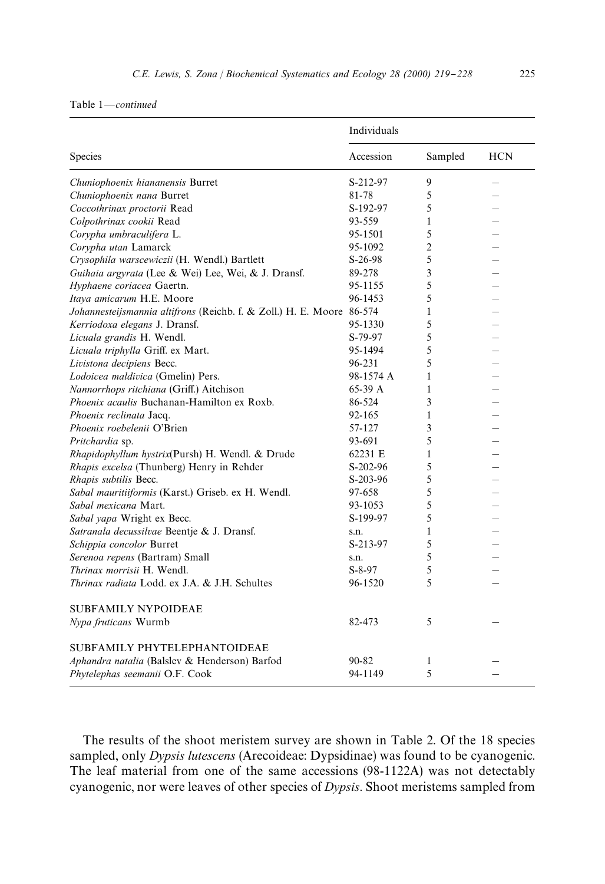Table 1—*continued*

| Species | Individuals | | |
|---|---|---|---|
| | Accession | Sampled | HCN |
| *Chuniophoenix hiananensis* Burret | S-212-97 | 9 | – |
| *Chuniophoenix nana* Burret | 81-78 | 5 | – |
| *Coccothrinax proctorii* Read | S-192-97 | 5 | – |
| *Colpothrinax cookii* Read | 93-559 | 1 | – |
| *Corypha umbraculifera* L. | 95-1501 | 5 | – |
| *Corypha utan* Lamarck | 95-1092 | 2 | – |
| *Crysophila warscewiczii* (H. Wendl.) Bartlett | S-26-98 | 5 | – |
| *Guihaia argyrata* (Lee & Wei) Lee, Wei, & J. Dransf. | 89-278 | 3 | – |
| *Hyphaene coriacea* Gaertn. | 95-1155 | 5 | – |
| *Itaya amicarum* H.E. Moore | 96-1453 | 5 | – |
| *Johannesteijsmannia altifrons* (Reichb. f. & Zoll.) H. E. Moore | 86-574 | 1 | – |
| *Kerriodoxa elegans* J. Dransf. | 95-1330 | 5 | – |
| *Licuala grandis* H. Wendl. | S-79-97 | 5 | – |
| *Licuala triphylla* Griff. ex Mart. | 95-1494 | 5 | – |
| *Livistona decipiens* Becc. | 96-231 | 5 | – |
| *Lodoicea maldivica* (Gmelin) Pers. | 98-1574 A | 1 | – |
| *Nannorrhops ritchiana* (Griff.) Aitchison | 65-39 A | 1 | – |
| *Phoenix acaulis* Buchanan-Hamilton ex Roxb. | 86-524 | 3 | – |
| *Phoenix reclinata* Jacq. | 92-165 | 1 | – |
| *Phoenix roebelenii* O'Brien | 57-127 | 3 | – |
| *Pritchardia* sp. | 93-691 | 5 | – |
| *Rhapidophyllum hystrix*(Pursh) H. Wendl. & Drude | 62231 E | 1 | – |
| *Rhapis excelsa* (Thunberg) Henry in Rehder | S-202-96 | 5 | – |
| *Rhapis subtilis* Becc. | S-203-96 | 5 | – |
| *Sabal mauritiiformis* (Karst.) Griseb. ex H. Wendl. | 97-658 | 5 | – |
| *Sabal mexicana* Mart. | 93-1053 | 5 | – |
| *Sabal yapa* Wright ex Becc. | S-199-97 | 5 | – |
| *Satranala decussilvae* Beentje & J. Dransf. | s.n. | 1 | – |
| *Schippia concolor* Burret | S-213-97 | 5 | – |
| *Serenoa repens* (Bartram) Small | s.n. | 5 | – |
| *Thrinax morrisii* H. Wendl. | S-8-97 | 5 | – |
| *Thrinax radiata* Lodd. ex J.A. & J.H. Schultes | 96-1520 | 5 | – |
| SUBFAMILY NYPOIDEAE | | | |
| *Nypa fruticans* Wurmb | 82-473 | 5 | – |
| SUBFAMILY PHYTELEPHANTOIDEAE | | | |
| *Aphandra natalia* (Balslev & Henderson) Barfod | 90-82 | 1 | – |
| *Phytelephas seemanii* O.F. Cook | 94-1149 | 5 | – |

The results of the shoot meristem survey are shown in Table 2. Of the 18 species sampled, only *Dypsis lutescens* (Arecoideae: Dypsidinae) was found to be cyanogenic. The leaf material from one of the same accessions (98-1122A) was not detectably cyanogenic, nor were leaves of other species of *Dypsis*. Shoot meristems sampled from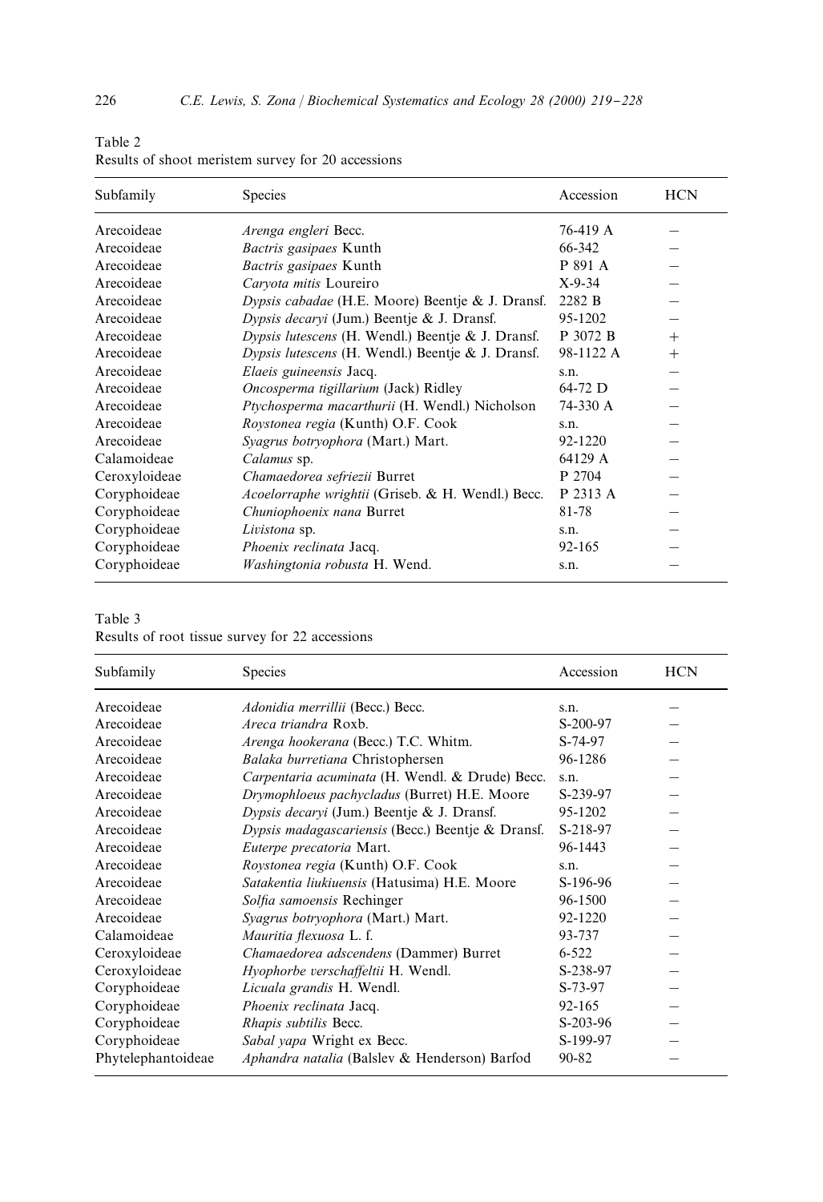Table 2
Results of shoot meristem survey for 20 accessions

| Subfamily | Species | Accession | HCN |
|---|---|---|---|
| Arecoideae | *Arenga engleri* Becc. | 76-419 A | – |
| Arecoideae | *Bactris gasipaes* Kunth | 66-342 | – |
| Arecoideae | *Bactris gasipaes* Kunth | P 891 A | – |
| Arecoideae | *Caryota mitis* Loureiro | X-9-34 | – |
| Arecoideae | *Dypsis cabadae* (H.E. Moore) Beentje & J. Dransf. | 2282 B | – |
| Arecoideae | *Dypsis decaryi* (Jum.) Beentje & J. Dransf. | 95-1202 | – |
| Arecoideae | *Dypsis lutescens* (H. Wendl.) Beentje & J. Dransf. | P 3072 B | + |
| Arecoideae | *Dypsis lutescens* (H. Wendl.) Beentje & J. Dransf. | 98-1122 A | + |
| Arecoideae | *Elaeis guineensis* Jacq. | s.n. | – |
| Arecoideae | *Oncosperma tigillarium* (Jack) Ridley | 64-72 D | – |
| Arecoideae | *Ptychosperma macarthurii* (H. Wendl.) Nicholson | 74-330 A | – |
| Arecoideae | *Roystonea regia* (Kunth) O.F. Cook | s.n. | – |
| Arecoideae | *Syagrus botryophora* (Mart.) Mart. | 92-1220 | – |
| Calamoideae | *Calamus* sp. | 64129 A | – |
| Ceroxyloideae | *Chamaedorea sefriezii* Burret | P 2704 | – |
| Coryphoideae | *Acoelorraphe wrightii* (Griseb. & H. Wendl.) Becc. | P 2313 A | – |
| Coryphoideae | *Chuniophoenix nana* Burret | 81-78 | – |
| Coryphoideae | *Livistona* sp. | s.n. | – |
| Coryphoideae | *Phoenix reclinata* Jacq. | 92-165 | – |
| Coryphoideae | *Washingtonia robusta* H. Wend. | s.n. | – |

Table 3
Results of root tissue survey for 22 accessions

| Subfamily | Species | Accession | HCN |
|---|---|---|---|
| Arecoideae | *Adonidia merrillii* (Becc.) Becc. | s.n. | – |
| Arecoideae | *Areca triandra* Roxb. | S-200-97 | – |
| Arecoideae | *Arenga hookerana* (Becc.) T.C. Whitm. | S-74-97 | – |
| Arecoideae | *Balaka burretiana* Christophersen | 96-1286 | – |
| Arecoideae | *Carpentaria acuminata* (H. Wendl. & Drude) Becc. | s.n. | – |
| Arecoideae | *Drymophloeus pachycladus* (Burret) H.E. Moore | S-239-97 | – |
| Arecoideae | *Dypsis decaryi* (Jum.) Beentje & J. Dransf. | 95-1202 | – |
| Arecoideae | *Dypsis madagascariensis* (Becc.) Beentje & Dransf. | S-218-97 | – |
| Arecoideae | *Euterpe precatoria* Mart. | 96-1443 | – |
| Arecoideae | *Roystonea regia* (Kunth) O.F. Cook | s.n. | – |
| Arecoideae | *Satakentia liukiuensis* (Hatusima) H.E. Moore | S-196-96 | – |
| Arecoideae | *Solfia samoensis* Rechinger | 96-1500 | – |
| Arecoideae | *Syagrus botryophora* (Mart.) Mart. | 92-1220 | – |
| Calamoideae | *Mauritia flexuosa* L. f. | 93-737 | – |
| Ceroxyloideae | *Chamaedorea adscendens* (Dammer) Burret | 6-522 | – |
| Ceroxyloideae | *Hyophorbe verschaffeltii* H. Wendl. | S-238-97 | – |
| Coryphoideae | *Licuala grandis* H. Wendl. | S-73-97 | – |
| Coryphoideae | *Phoenix reclinata* Jacq. | 92-165 | – |
| Coryphoideae | *Rhapis subtilis* Becc. | S-203-96 | – |
| Coryphoideae | *Sabal yapa* Wright ex Becc. | S-199-97 | – |
| Phytelephantoideae | *Aphandra natalia* (Balslev & Henderson) Barfod | 90-82 | – |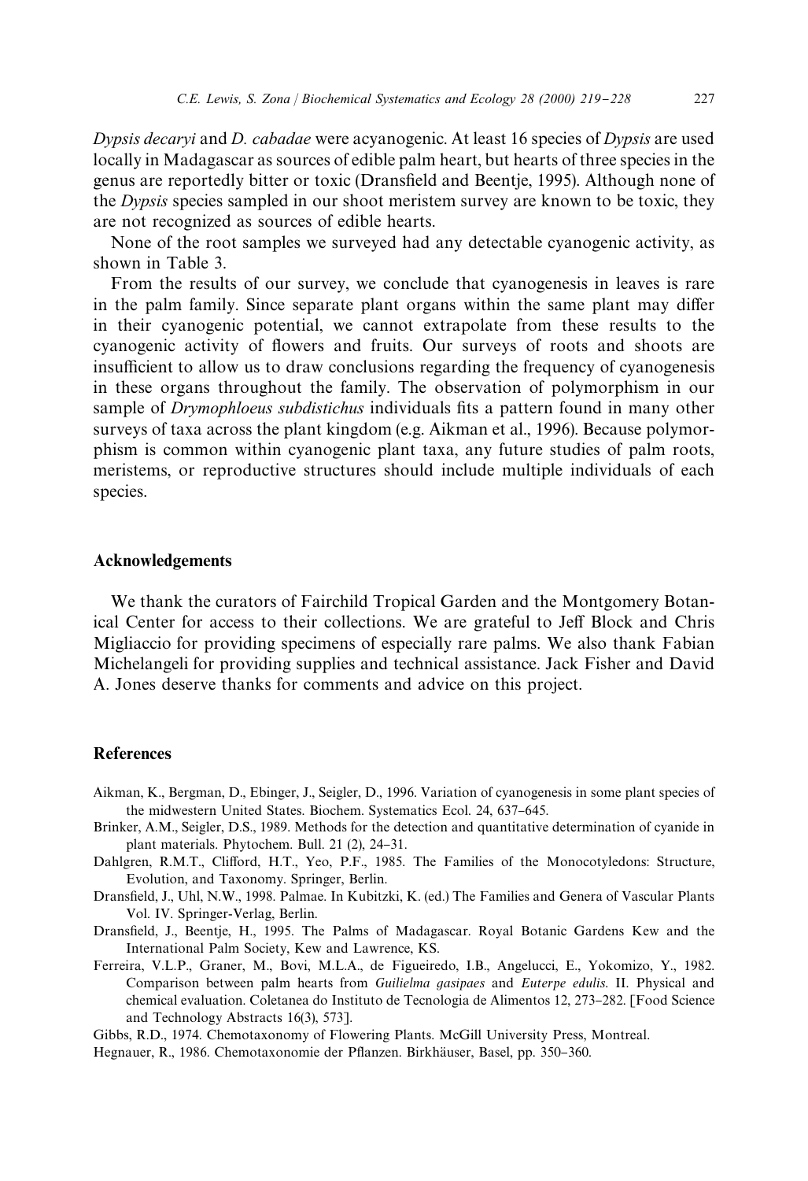*Dypsis decaryi* and *D. cabadae* were acyanogenic. At least 16 species of *Dypsis* are used locally in Madagascar as sources of edible palm heart, but hearts of three species in the genus are reportedly bitter or toxic (Dransfield and Beentje, 1995). Although none of the *Dypsis* species sampled in our shoot meristem survey are known to be toxic, they are not recognized as sources of edible hearts.

None of the root samples we surveyed had any detectable cyanogenic activity, as shown in Table 3.

From the results of our survey, we conclude that cyanogenesis in leaves is rare in the palm family. Since separate plant organs within the same plant may differ in their cyanogenic potential, we cannot extrapolate from these results to the cyanogenic activity of flowers and fruits. Our surveys of roots and shoots are insufficient to allow us to draw conclusions regarding the frequency of cyanogenesis in these organs throughout the family. The observation of polymorphism in our sample of *Drymophloeus subdistichus* individuals fits a pattern found in many other surveys of taxa across the plant kingdom (e.g. Aikman et al., 1996). Because polymorphism is common within cyanogenic plant taxa, any future studies of palm roots, meristems, or reproductive structures should include multiple individuals of each species.

## Acknowledgements

We thank the curators of Fairchild Tropical Garden and the Montgomery Botanical Center for access to their collections. We are grateful to Jeff Block and Chris Migliaccio for providing specimens of especially rare palms. We also thank Fabian Michelangeli for providing supplies and technical assistance. Jack Fisher and David A. Jones deserve thanks for comments and advice on this project.

## References

Aikman, K., Bergman, D., Ebinger, J., Seigler, D., 1996. Variation of cyanogenesis in some plant species of the midwestern United States. Biochem. Systematics Ecol. 24, 637–645.

Brinker, A.M., Seigler, D.S., 1989. Methods for the detection and quantitative determination of cyanide in plant materials. Phytochem. Bull. 21 (2), 24–31.

Dahlgren, R.M.T., Clifford, H.T., Yeo, P.F., 1985. The Families of the Monocotyledons: Structure, Evolution, and Taxonomy. Springer, Berlin.

Dransfield, J., Uhl, N.W., 1998. Palmae. In Kubitzki, K. (ed.) The Families and Genera of Vascular Plants Vol. IV. Springer-Verlag, Berlin.

Dransfield, J., Beentje, H., 1995. The Palms of Madagascar. Royal Botanic Gardens Kew and the International Palm Society, Kew and Lawrence, KS.

Ferreira, V.L.P., Graner, M., Bovi, M.L.A., de Figueiredo, I.B., Angelucci, E., Yokomizo, Y., 1982. Comparison between palm hearts from *Guilielma gasipaes* and *Euterpe edulis*. II. Physical and chemical evaluation. Coletanea do Instituto de Tecnologia de Alimentos 12, 273–282. [Food Science and Technology Abstracts 16(3), 573].

Gibbs, R.D., 1974. Chemotaxonomy of Flowering Plants. McGill University Press, Montreal.

Hegnauer, R., 1986. Chemotaxonomie der Pflanzen. Birkhäuser, Basel, pp. 350–360.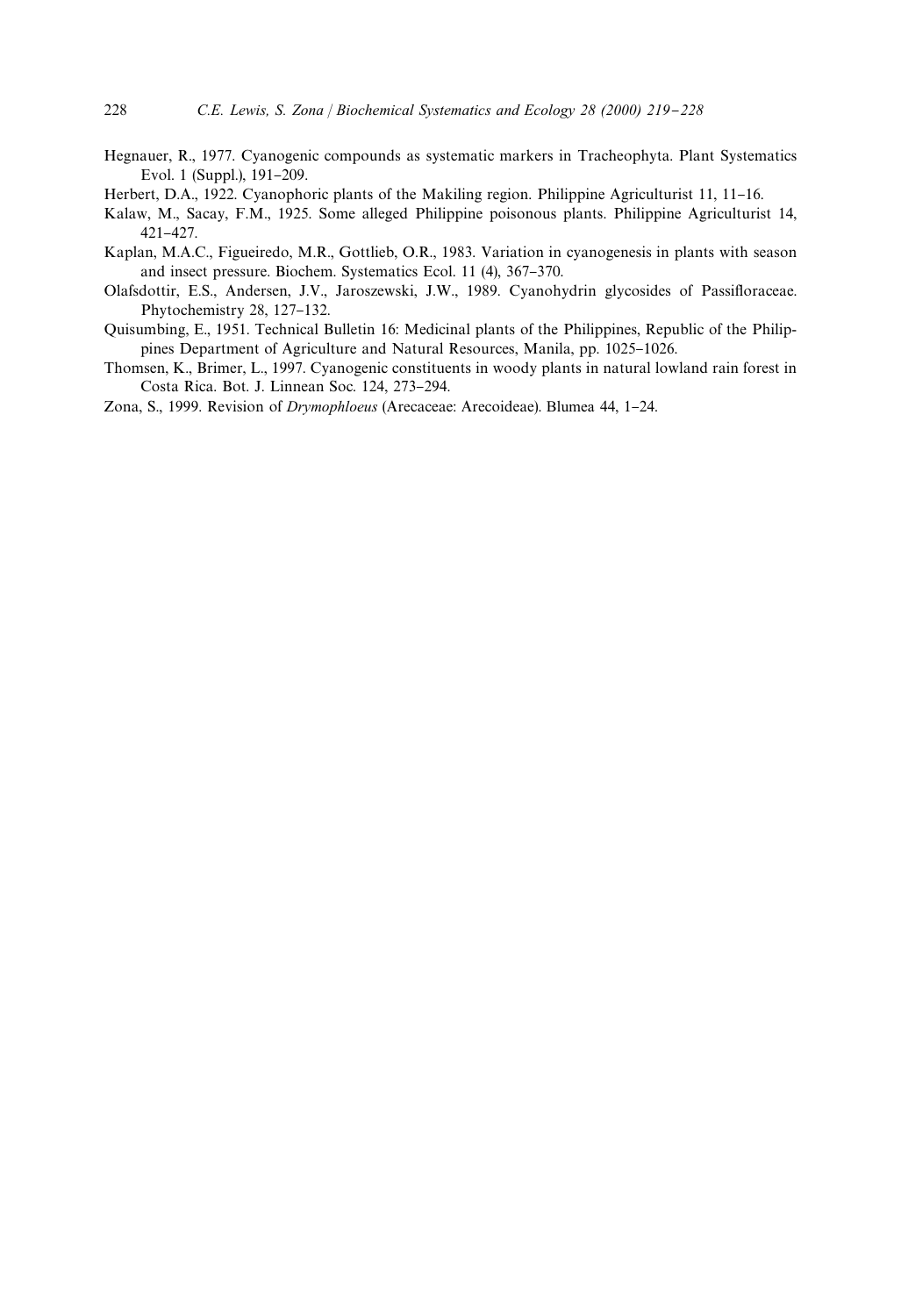Hegnauer, R., 1977. Cyanogenic compounds as systematic markers in Tracheophyta. Plant Systematics Evol. 1 (Suppl.), 191–209.

Herbert, D.A., 1922. Cyanophoric plants of the Makiling region. Philippine Agriculturist 11, 11–16.

Kalaw, M., Sacay, F.M., 1925. Some alleged Philippine poisonous plants. Philippine Agriculturist 14, 421–427.

Kaplan, M.A.C., Figueiredo, M.R., Gottlieb, O.R., 1983. Variation in cyanogenesis in plants with season and insect pressure. Biochem. Systematics Ecol. 11 (4), 367–370.

Olafsdottir, E.S., Andersen, J.V., Jaroszewski, J.W., 1989. Cyanohydrin glycosides of Passifloraceae. Phytochemistry 28, 127–132.

Quisumbing, E., 1951. Technical Bulletin 16: Medicinal plants of the Philippines, Republic of the Philippines Department of Agriculture and Natural Resources, Manila, pp. 1025–1026.

Thomsen, K., Brimer, L., 1997. Cyanogenic constituents in woody plants in natural lowland rain forest in Costa Rica. Bot. J. Linnean Soc. 124, 273–294.

Zona, S., 1999. Revision of *Drymophloeus* (Arecaceae: Arecoideae). Blumea 44, 1–24.